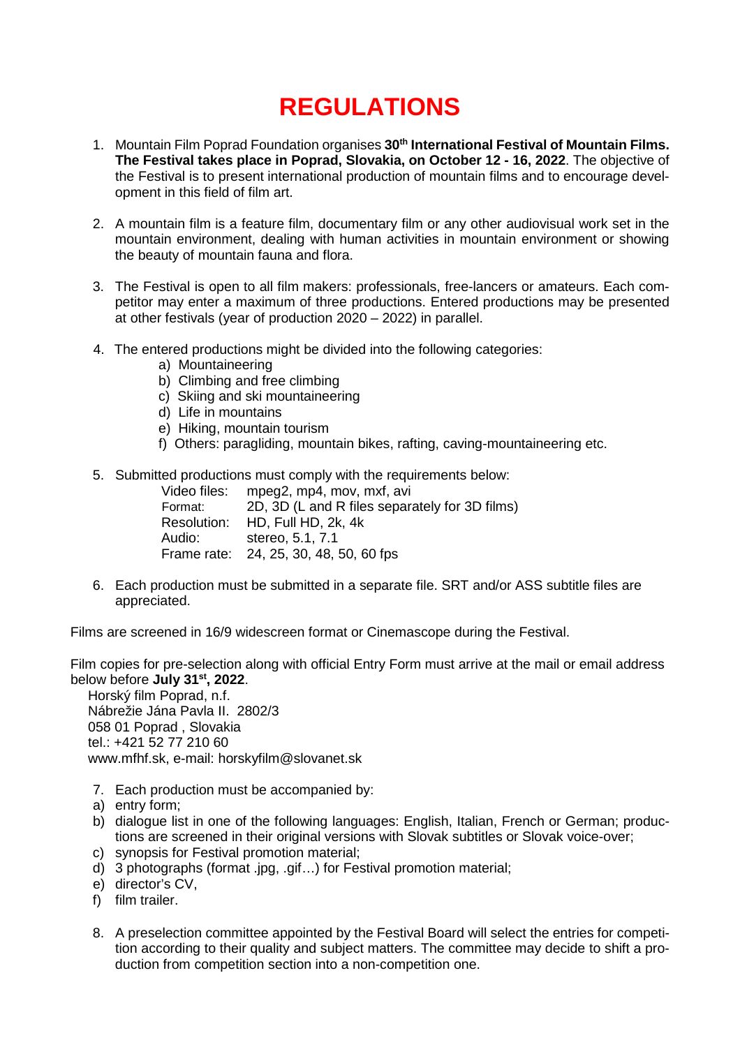# REGULATIONS

1. Mountain Film Poprad Foundation organises **30th International Festival of Mountain Films. The Festival takes place in Poprad, Slovakia, on October 12 - 16, 2022**. The objective of the Festival is to present international production of mountain films and to encourage development in this field of film art.

2. A mountain film is a feature film, documentary film or any other audiovisual work set in the mountain environment, dealing with human activities in mountain environment or showing the beauty of mountain fauna and flora.

3. The Festival is open to all film makers: professionals, free-lancers or amateurs. Each competitor may enter a maximum of three productions. Entered productions may be presented at other festivals (year of production 2020 – 2022) in parallel.

4. The entered productions might be divided into the following categories:
   a) Mountaineering
   b) Climbing and free climbing
   c) Skiing and ski mountaineering
   d) Life in mountains
   e) Hiking, mountain tourism
   f) Others: paragliding, mountain bikes, rafting, caving-mountaineering etc.

5. Submitted productions must comply with the requirements below:

   Video files: mpeg2, mp4, mov, mxf, avi
   Format: 2D, 3D (L and R files separately for 3D films)
   Resolution: HD, Full HD, 2k, 4k
   Audio: stereo, 5.1, 7.1
   Frame rate: 24, 25, 30, 48, 50, 60 fps

6. Each production must be submitted in a separate file. SRT and/or ASS subtitle files are appreciated.

Films are screened in 16/9 widescreen format or Cinemascope during the Festival.

Film copies for pre-selection along with official Entry Form must arrive at the mail or email address below before **July 31st, 2022**.

Horský film Poprad, n.f.
Nábrežie Jána Pavla II. 2802/3
058 01 Poprad , Slovakia
tel.: +421 52 77 210 60
www.mfhf.sk, e-mail: horskyfilm@slovanet.sk

7. Each production must be accompanied by:
   a) entry form;
   b) dialogue list in one of the following languages: English, Italian, French or German; productions are screened in their original versions with Slovak subtitles or Slovak voice-over;
   c) synopsis for Festival promotion material;
   d) 3 photographs (format .jpg, .gif…) for Festival promotion material;
   e) director's CV,
   f) film trailer.

8. A preselection committee appointed by the Festival Board will select the entries for competition according to their quality and subject matters. The committee may decide to shift a production from competition section into a non-competition one.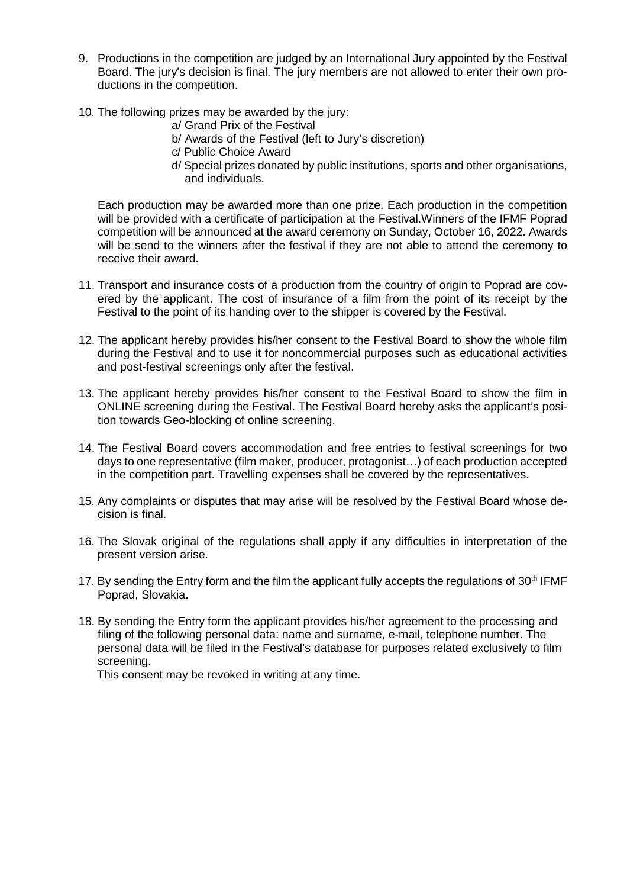9. Productions in the competition are judged by an International Jury appointed by the Festival Board. The jury's decision is final. The jury members are not allowed to enter their own productions in the competition.

10. The following prizes may be awarded by the jury:
    - a/ Grand Prix of the Festival
    - b/ Awards of the Festival (left to Jury's discretion)
    - c/ Public Choice Award
    - d/ Special prizes donated by public institutions, sports and other organisations, and individuals.

    Each production may be awarded more than one prize. Each production in the competition will be provided with a certificate of participation at the Festival.Winners of the IFMF Poprad competition will be announced at the award ceremony on Sunday, October 16, 2022. Awards will be send to the winners after the festival if they are not able to attend the ceremony to receive their award.

11. Transport and insurance costs of a production from the country of origin to Poprad are covered by the applicant. The cost of insurance of a film from the point of its receipt by the Festival to the point of its handing over to the shipper is covered by the Festival.

12. The applicant hereby provides his/her consent to the Festival Board to show the whole film during the Festival and to use it for noncommercial purposes such as educational activities and post-festival screenings only after the festival.

13. The applicant hereby provides his/her consent to the Festival Board to show the film in ONLINE screening during the Festival. The Festival Board hereby asks the applicant's position towards Geo-blocking of online screening.

14. The Festival Board covers accommodation and free entries to festival screenings for two days to one representative (film maker, producer, protagonist…) of each production accepted in the competition part. Travelling expenses shall be covered by the representatives.

15. Any complaints or disputes that may arise will be resolved by the Festival Board whose decision is final.

16. The Slovak original of the regulations shall apply if any difficulties in interpretation of the present version arise.

17. By sending the Entry form and the film the applicant fully accepts the regulations of 30th IFMF Poprad, Slovakia.

18. By sending the Entry form the applicant provides his/her agreement to the processing and filing of the following personal data: name and surname, e-mail, telephone number. The personal data will be filed in the Festival's database for purposes related exclusively to film screening.

    This consent may be revoked in writing at any time.